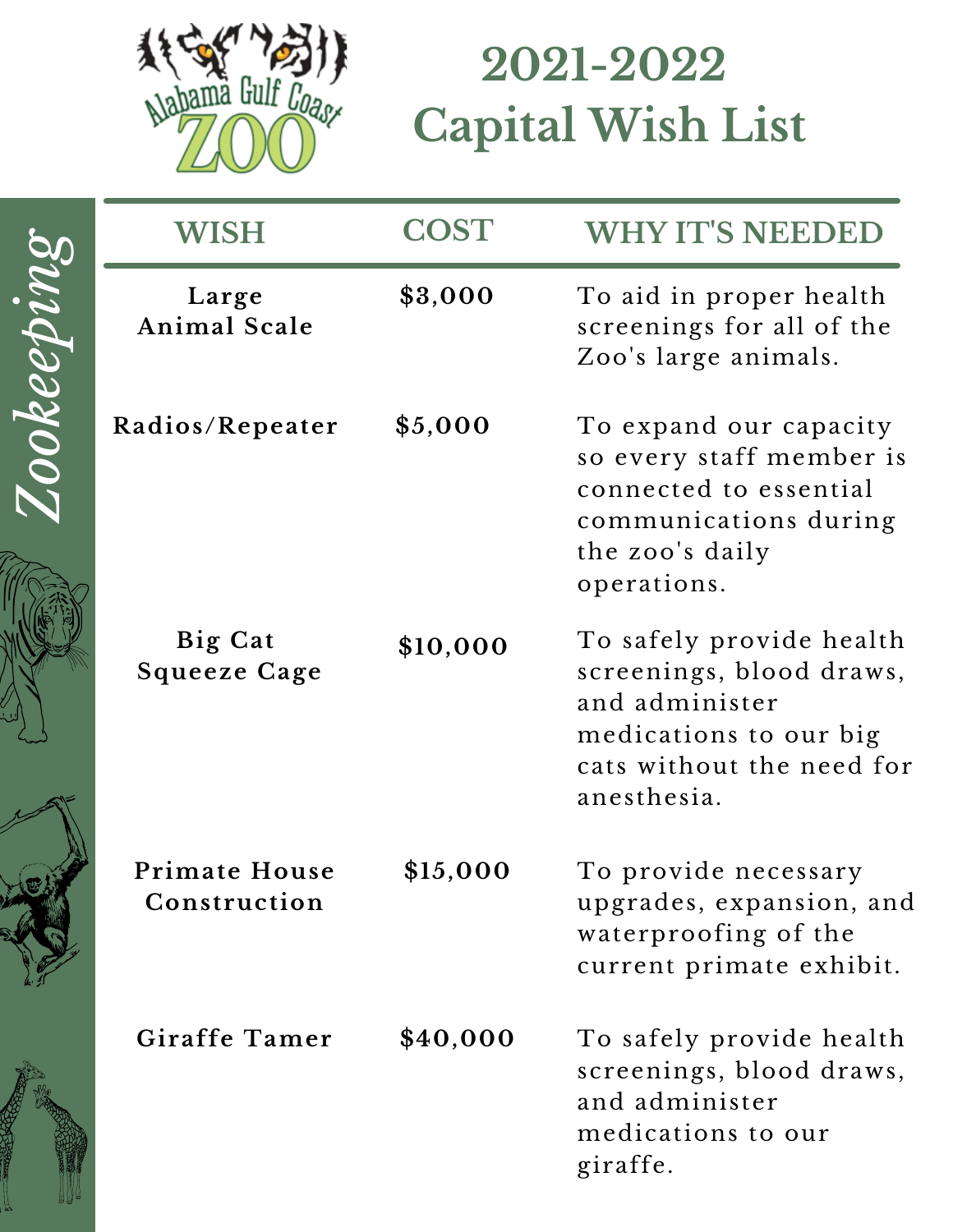Alabama Gulf Coast ZOO

# 2021-2022 Capital Wish List

## Zookeeping

| WISH | COST | WHY IT'S NEEDED |
| --- | --- | --- |
| Large Animal Scale | $3,000 | To aid in proper health screenings for all of the Zoo's large animals. |
| Radios/Repeater | $5,000 | To expand our capacity so every staff member is connected to essential communications during the zoo's daily operations. |
| Big Cat Squeeze Cage | $10,000 | To safely provide health screenings, blood draws, and administer medications to our big cats without the need for anesthesia. |
| Primate House Construction | $15,000 | To provide necessary upgrades, expansion, and waterproofing of the current primate exhibit. |
| Giraffe Tamer | $40,000 | To safely provide health screenings, blood draws, and administer medications to our giraffe. |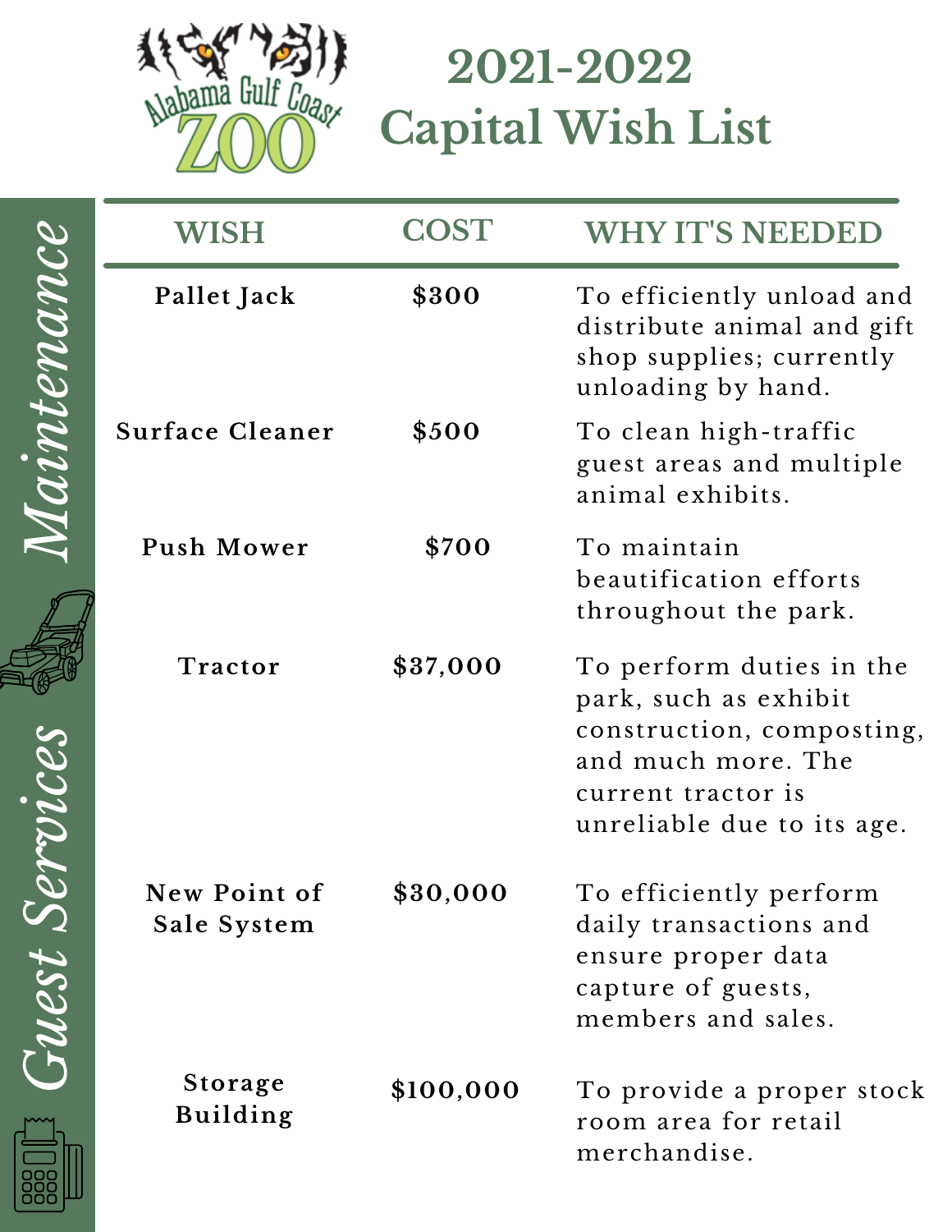# 2021-2022 Capital Wish List

Alabama Gulf Coast ZOO

*Maintenance*

| WISH | COST | WHY IT'S NEEDED |
|---|---|---|
| Pallet Jack | $300 | To efficiently unload and distribute animal and gift shop supplies; currently unloading by hand. |
| Surface Cleaner | $500 | To clean high-traffic guest areas and multiple animal exhibits. |
| Push Mower | $700 | To maintain beautification efforts throughout the park. |
| Tractor | $37,000 | To perform duties in the park, such as exhibit construction, composting, and much more. The current tractor is unreliable due to its age. |

*Guest Services*

| WISH | COST | WHY IT'S NEEDED |
|---|---|---|
| New Point of Sale System | $30,000 | To efficiently perform daily transactions and ensure proper data capture of guests, members and sales. |
| Storage Building | $100,000 | To provide a proper stock room area for retail merchandise. |